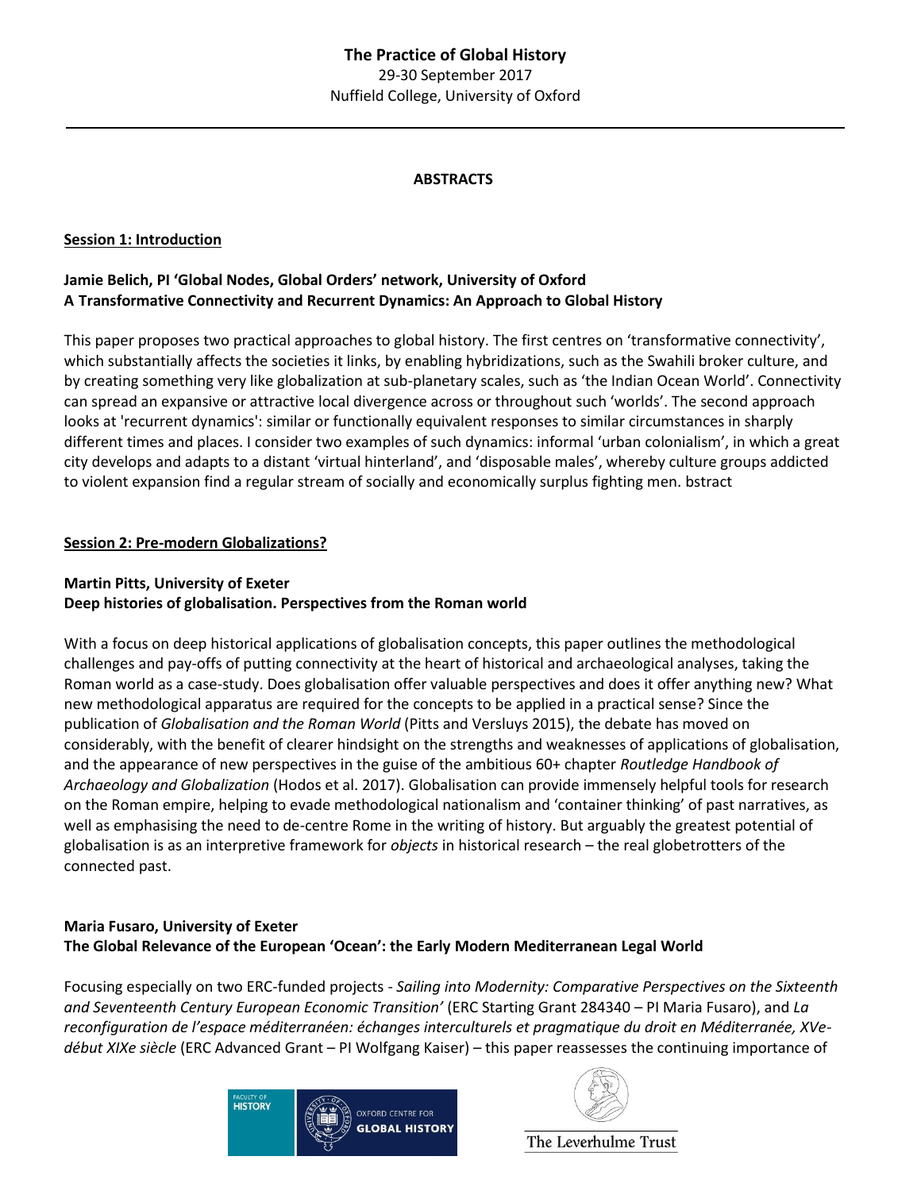**The Practice of Global History**

29-30 September 2017

Nuffield College, University of Oxford

# ABSTRACTS

## Session 1: Introduction

### Jamie Belich, PI 'Global Nodes, Global Orders' network, University of Oxford
### A Transformative Connectivity and Recurrent Dynamics: An Approach to Global History

This paper proposes two practical approaches to global history. The first centres on 'transformative connectivity', which substantially affects the societies it links, by enabling hybridizations, such as the Swahili broker culture, and by creating something very like globalization at sub-planetary scales, such as 'the Indian Ocean World'. Connectivity can spread an expansive or attractive local divergence across or throughout such 'worlds'. The second approach looks at 'recurrent dynamics': similar or functionally equivalent responses to similar circumstances in sharply different times and places. I consider two examples of such dynamics: informal 'urban colonialism', in which a great city develops and adapts to a distant 'virtual hinterland', and 'disposable males', whereby culture groups addicted to violent expansion find a regular stream of socially and economically surplus fighting men. bstract

## Session 2: Pre-modern Globalizations?

### Martin Pitts, University of Exeter
### Deep histories of globalisation. Perspectives from the Roman world

With a focus on deep historical applications of globalisation concepts, this paper outlines the methodological challenges and pay-offs of putting connectivity at the heart of historical and archaeological analyses, taking the Roman world as a case-study. Does globalisation offer valuable perspectives and does it offer anything new? What new methodological apparatus are required for the concepts to be applied in a practical sense? Since the publication of *Globalisation and the Roman World* (Pitts and Versluys 2015), the debate has moved on considerably, with the benefit of clearer hindsight on the strengths and weaknesses of applications of globalisation, and the appearance of new perspectives in the guise of the ambitious 60+ chapter *Routledge Handbook of Archaeology and Globalization* (Hodos et al. 2017). Globalisation can provide immensely helpful tools for research on the Roman empire, helping to evade methodological nationalism and 'container thinking' of past narratives, as well as emphasising the need to de-centre Rome in the writing of history. But arguably the greatest potential of globalisation is as an interpretive framework for *objects* in historical research – the real globetrotters of the connected past.

### Maria Fusaro, University of Exeter
### The Global Relevance of the European 'Ocean': the Early Modern Mediterranean Legal World

Focusing especially on two ERC-funded projects - *Sailing into Modernity: Comparative Perspectives on the Sixteenth and Seventeenth Century European Economic Transition'* (ERC Starting Grant 284340 – PI Maria Fusaro), and *La reconfiguration de l'espace méditerranéen: échanges interculturels et pragmatique du droit en Méditerranée, XVe-début XIXe siècle* (ERC Advanced Grant – PI Wolfgang Kaiser) – this paper reassesses the continuing importance of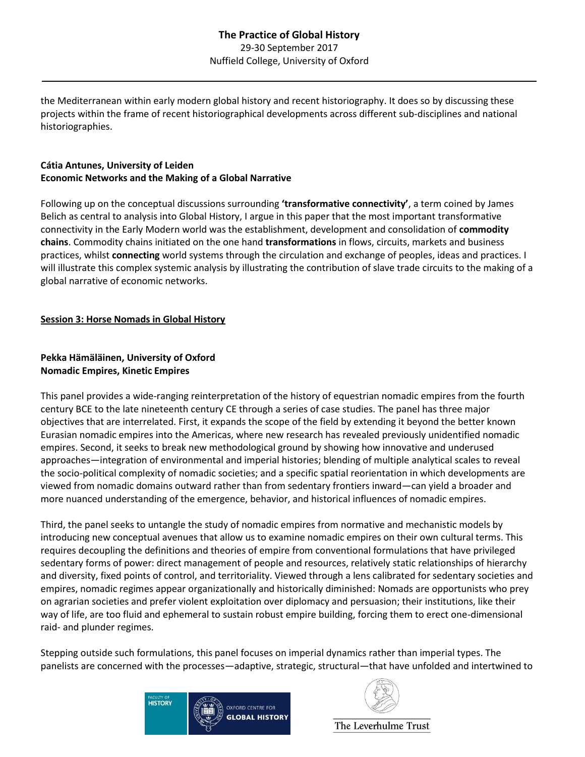the Mediterranean within early modern global history and recent historiography. It does so by discussing these projects within the frame of recent historiographical developments across different sub-disciplines and national historiographies.

**Cátia Antunes, University of Leiden**
**Economic Networks and the Making of a Global Narrative**

Following up on the conceptual discussions surrounding **'transformative connectivity'**, a term coined by James Belich as central to analysis into Global History, I argue in this paper that the most important transformative connectivity in the Early Modern world was the establishment, development and consolidation of **commodity chains**. Commodity chains initiated on the one hand **transformations** in flows, circuits, markets and business practices, whilst **connecting** world systems through the circulation and exchange of peoples, ideas and practices. I will illustrate this complex systemic analysis by illustrating the contribution of slave trade circuits to the making of a global narrative of economic networks.

## Session 3: Horse Nomads in Global History

**Pekka Hämäläinen, University of Oxford**
**Nomadic Empires, Kinetic Empires**

This panel provides a wide-ranging reinterpretation of the history of equestrian nomadic empires from the fourth century BCE to the late nineteenth century CE through a series of case studies. The panel has three major objectives that are interrelated. First, it expands the scope of the field by extending it beyond the better known Eurasian nomadic empires into the Americas, where new research has revealed previously unidentified nomadic empires. Second, it seeks to break new methodological ground by showing how innovative and underused approaches—integration of environmental and imperial histories; blending of multiple analytical scales to reveal the socio-political complexity of nomadic societies; and a specific spatial reorientation in which developments are viewed from nomadic domains outward rather than from sedentary frontiers inward—can yield a broader and more nuanced understanding of the emergence, behavior, and historical influences of nomadic empires.

Third, the panel seeks to untangle the study of nomadic empires from normative and mechanistic models by introducing new conceptual avenues that allow us to examine nomadic empires on their own cultural terms. This requires decoupling the definitions and theories of empire from conventional formulations that have privileged sedentary forms of power: direct management of people and resources, relatively static relationships of hierarchy and diversity, fixed points of control, and territoriality. Viewed through a lens calibrated for sedentary societies and empires, nomadic regimes appear organizationally and historically diminished: Nomads are opportunists who prey on agrarian societies and prefer violent exploitation over diplomacy and persuasion; their institutions, like their way of life, are too fluid and ephemeral to sustain robust empire building, forcing them to erect one-dimensional raid- and plunder regimes.

Stepping outside such formulations, this panel focuses on imperial dynamics rather than imperial types. The panelists are concerned with the processes—adaptive, strategic, structural—that have unfolded and intertwined to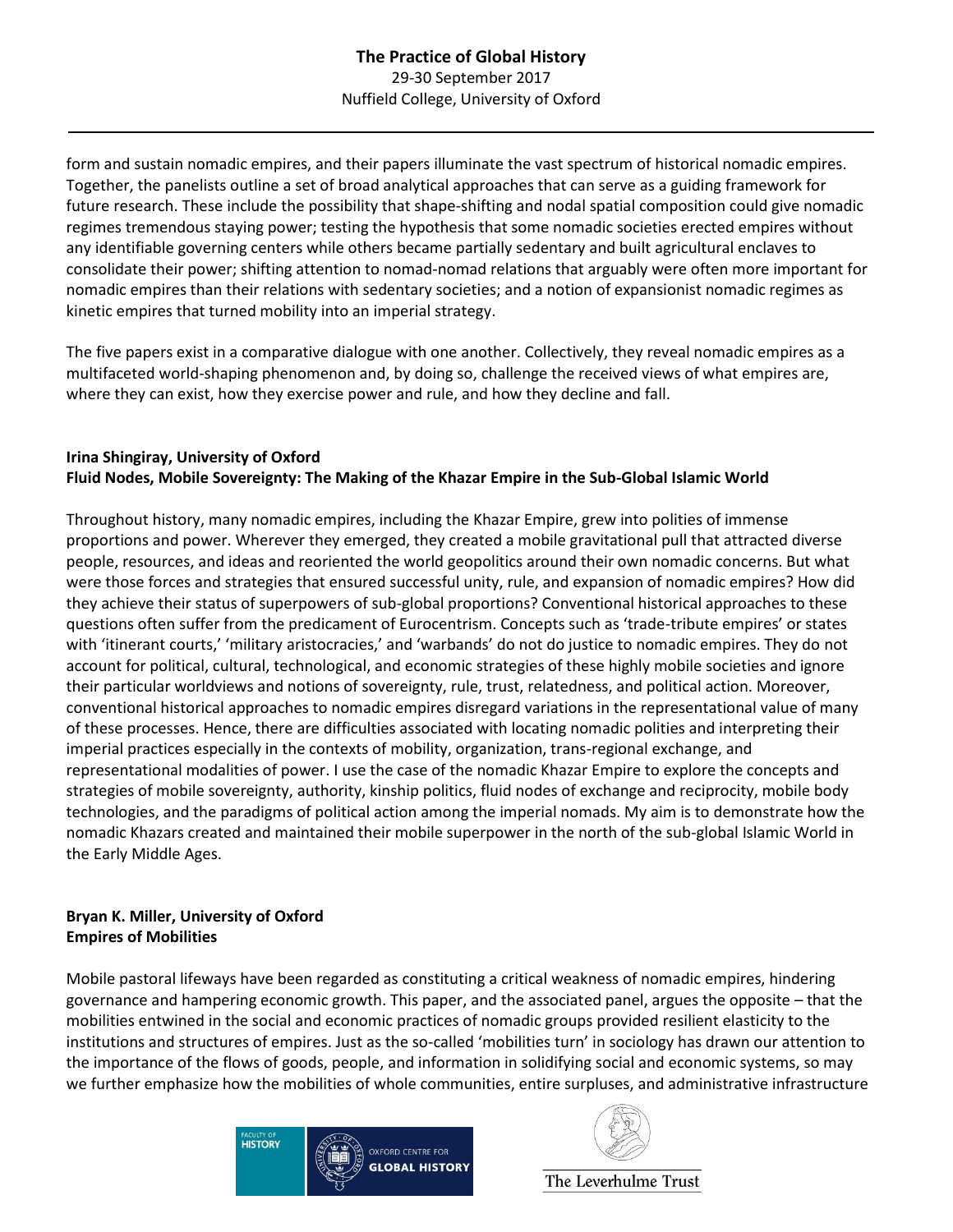form and sustain nomadic empires, and their papers illuminate the vast spectrum of historical nomadic empires. Together, the panelists outline a set of broad analytical approaches that can serve as a guiding framework for future research. These include the possibility that shape-shifting and nodal spatial composition could give nomadic regimes tremendous staying power; testing the hypothesis that some nomadic societies erected empires without any identifiable governing centers while others became partially sedentary and built agricultural enclaves to consolidate their power; shifting attention to nomad-nomad relations that arguably were often more important for nomadic empires than their relations with sedentary societies; and a notion of expansionist nomadic regimes as kinetic empires that turned mobility into an imperial strategy.

The five papers exist in a comparative dialogue with one another. Collectively, they reveal nomadic empires as a multifaceted world-shaping phenomenon and, by doing so, challenge the received views of what empires are, where they can exist, how they exercise power and rule, and how they decline and fall.

**Irina Shingiray, University of Oxford**
**Fluid Nodes, Mobile Sovereignty: The Making of the Khazar Empire in the Sub-Global Islamic World**

Throughout history, many nomadic empires, including the Khazar Empire, grew into polities of immense proportions and power. Wherever they emerged, they created a mobile gravitational pull that attracted diverse people, resources, and ideas and reoriented the world geopolitics around their own nomadic concerns. But what were those forces and strategies that ensured successful unity, rule, and expansion of nomadic empires? How did they achieve their status of superpowers of sub-global proportions? Conventional historical approaches to these questions often suffer from the predicament of Eurocentrism. Concepts such as 'trade-tribute empires' or states with 'itinerant courts,' 'military aristocracies,' and 'warbands' do not do justice to nomadic empires. They do not account for political, cultural, technological, and economic strategies of these highly mobile societies and ignore their particular worldviews and notions of sovereignty, rule, trust, relatedness, and political action. Moreover, conventional historical approaches to nomadic empires disregard variations in the representational value of many of these processes. Hence, there are difficulties associated with locating nomadic polities and interpreting their imperial practices especially in the contexts of mobility, organization, trans-regional exchange, and representational modalities of power. I use the case of the nomadic Khazar Empire to explore the concepts and strategies of mobile sovereignty, authority, kinship politics, fluid nodes of exchange and reciprocity, mobile body technologies, and the paradigms of political action among the imperial nomads. My aim is to demonstrate how the nomadic Khazars created and maintained their mobile superpower in the north of the sub-global Islamic World in the Early Middle Ages.

**Bryan K. Miller, University of Oxford**
**Empires of Mobilities**

Mobile pastoral lifeways have been regarded as constituting a critical weakness of nomadic empires, hindering governance and hampering economic growth. This paper, and the associated panel, argues the opposite – that the mobilities entwined in the social and economic practices of nomadic groups provided resilient elasticity to the institutions and structures of empires. Just as the so-called 'mobilities turn' in sociology has drawn our attention to the importance of the flows of goods, people, and information in solidifying social and economic systems, so may we further emphasize how the mobilities of whole communities, entire surpluses, and administrative infrastructure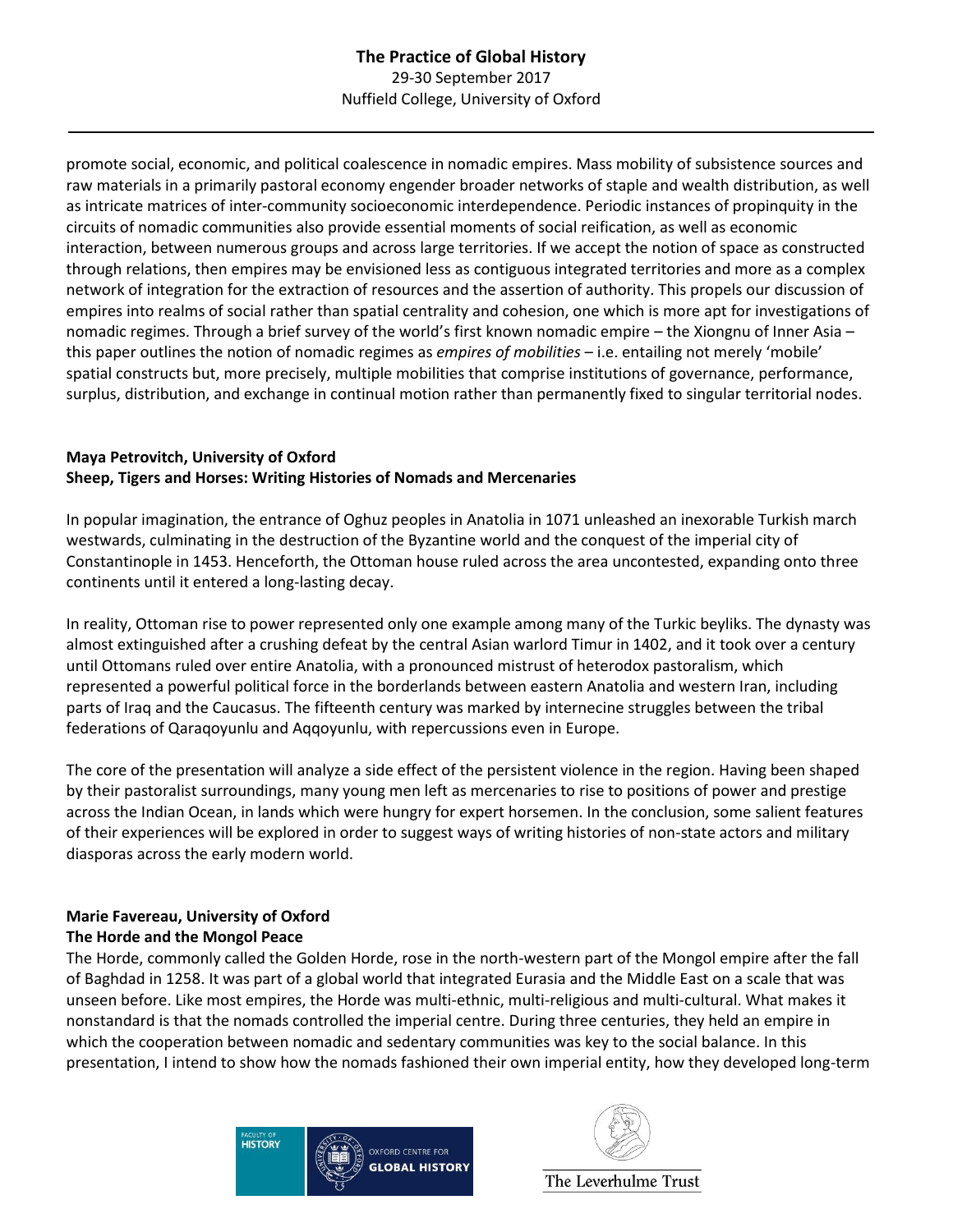promote social, economic, and political coalescence in nomadic empires. Mass mobility of subsistence sources and raw materials in a primarily pastoral economy engender broader networks of staple and wealth distribution, as well as intricate matrices of inter-community socioeconomic interdependence. Periodic instances of propinquity in the circuits of nomadic communities also provide essential moments of social reification, as well as economic interaction, between numerous groups and across large territories. If we accept the notion of space as constructed through relations, then empires may be envisioned less as contiguous integrated territories and more as a complex network of integration for the extraction of resources and the assertion of authority. This propels our discussion of empires into realms of social rather than spatial centrality and cohesion, one which is more apt for investigations of nomadic regimes. Through a brief survey of the world's first known nomadic empire – the Xiongnu of Inner Asia – this paper outlines the notion of nomadic regimes as *empires of mobilities* – i.e. entailing not merely 'mobile' spatial constructs but, more precisely, multiple mobilities that comprise institutions of governance, performance, surplus, distribution, and exchange in continual motion rather than permanently fixed to singular territorial nodes.

**Maya Petrovitch, University of Oxford**
**Sheep, Tigers and Horses: Writing Histories of Nomads and Mercenaries**

In popular imagination, the entrance of Oghuz peoples in Anatolia in 1071 unleashed an inexorable Turkish march westwards, culminating in the destruction of the Byzantine world and the conquest of the imperial city of Constantinople in 1453. Henceforth, the Ottoman house ruled across the area uncontested, expanding onto three continents until it entered a long-lasting decay.

In reality, Ottoman rise to power represented only one example among many of the Turkic beyliks. The dynasty was almost extinguished after a crushing defeat by the central Asian warlord Timur in 1402, and it took over a century until Ottomans ruled over entire Anatolia, with a pronounced mistrust of heterodox pastoralism, which represented a powerful political force in the borderlands between eastern Anatolia and western Iran, including parts of Iraq and the Caucasus. The fifteenth century was marked by internecine struggles between the tribal federations of Qaraqoyunlu and Aqqoyunlu, with repercussions even in Europe.

The core of the presentation will analyze a side effect of the persistent violence in the region. Having been shaped by their pastoralist surroundings, many young men left as mercenaries to rise to positions of power and prestige across the Indian Ocean, in lands which were hungry for expert horsemen. In the conclusion, some salient features of their experiences will be explored in order to suggest ways of writing histories of non-state actors and military diasporas across the early modern world.

**Marie Favereau, University of Oxford**
**The Horde and the Mongol Peace**

The Horde, commonly called the Golden Horde, rose in the north-western part of the Mongol empire after the fall of Baghdad in 1258. It was part of a global world that integrated Eurasia and the Middle East on a scale that was unseen before. Like most empires, the Horde was multi-ethnic, multi-religious and multi-cultural. What makes it nonstandard is that the nomads controlled the imperial centre. During three centuries, they held an empire in which the cooperation between nomadic and sedentary communities was key to the social balance. In this presentation, I intend to show how the nomads fashioned their own imperial entity, how they developed long-term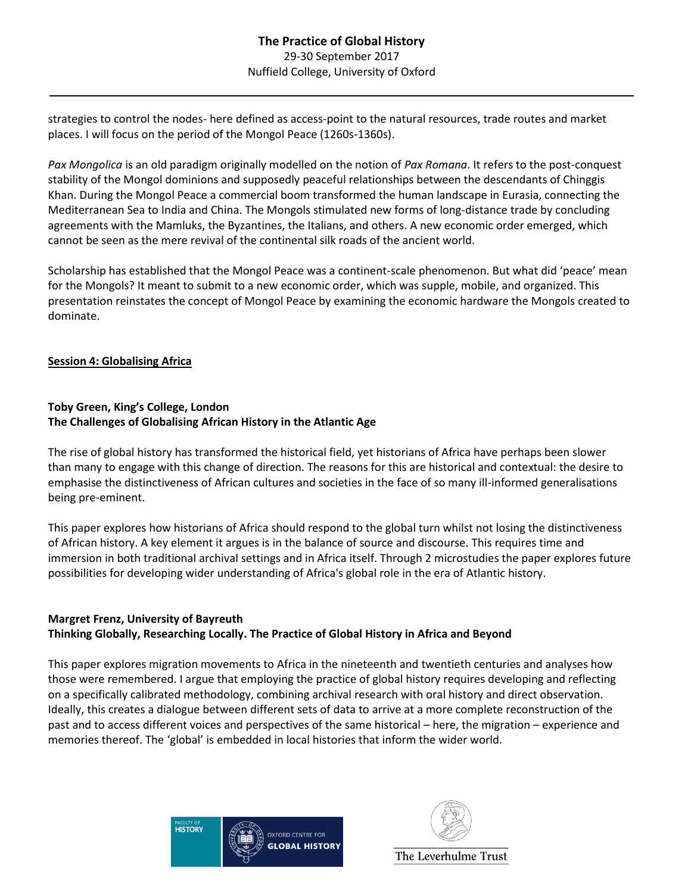strategies to control the nodes- here defined as access-point to the natural resources, trade routes and market places. I will focus on the period of the Mongol Peace (1260s-1360s).

*Pax Mongolica* is an old paradigm originally modelled on the notion of *Pax Romana*. It refers to the post-conquest stability of the Mongol dominions and supposedly peaceful relationships between the descendants of Chinggis Khan. During the Mongol Peace a commercial boom transformed the human landscape in Eurasia, connecting the Mediterranean Sea to India and China. The Mongols stimulated new forms of long-distance trade by concluding agreements with the Mamluks, the Byzantines, the Italians, and others. A new economic order emerged, which cannot be seen as the mere revival of the continental silk roads of the ancient world.

Scholarship has established that the Mongol Peace was a continent-scale phenomenon. But what did 'peace' mean for the Mongols? It meant to submit to a new economic order, which was supple, mobile, and organized. This presentation reinstates the concept of Mongol Peace by examining the economic hardware the Mongols created to dominate.

## Session 4: Globalising Africa

### Toby Green, King's College, London
### The Challenges of Globalising African History in the Atlantic Age

The rise of global history has transformed the historical field, yet historians of Africa have perhaps been slower than many to engage with this change of direction. The reasons for this are historical and contextual: the desire to emphasise the distinctiveness of African cultures and societies in the face of so many ill-informed generalisations being pre-eminent.

This paper explores how historians of Africa should respond to the global turn whilst not losing the distinctiveness of African history. A key element it argues is in the balance of source and discourse. This requires time and immersion in both traditional archival settings and in Africa itself. Through 2 microstudies the paper explores future possibilities for developing wider understanding of Africa's global role in the era of Atlantic history.

### Margret Frenz, University of Bayreuth
### Thinking Globally, Researching Locally. The Practice of Global History in Africa and Beyond

This paper explores migration movements to Africa in the nineteenth and twentieth centuries and analyses how those were remembered. I argue that employing the practice of global history requires developing and reflecting on a specifically calibrated methodology, combining archival research with oral history and direct observation. Ideally, this creates a dialogue between different sets of data to arrive at a more complete reconstruction of the past and to access different voices and perspectives of the same historical – here, the migration – experience and memories thereof. The 'global' is embedded in local histories that inform the wider world.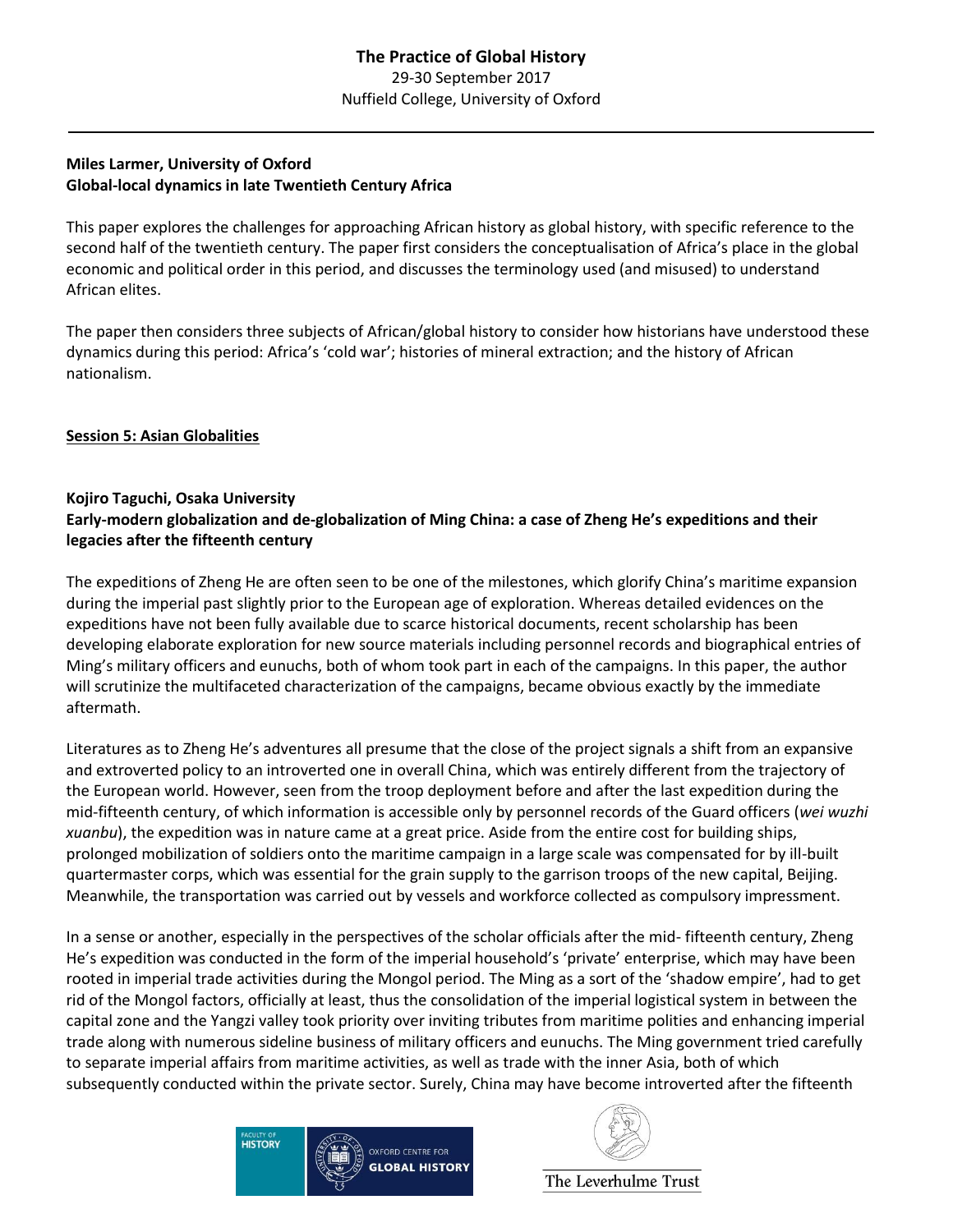**Miles Larmer, University of Oxford**
**Global-local dynamics in late Twentieth Century Africa**

This paper explores the challenges for approaching African history as global history, with specific reference to the second half of the twentieth century. The paper first considers the conceptualisation of Africa's place in the global economic and political order in this period, and discusses the terminology used (and misused) to understand African elites.

The paper then considers three subjects of African/global history to consider how historians have understood these dynamics during this period: Africa's 'cold war'; histories of mineral extraction; and the history of African nationalism.

## Session 5: Asian Globalities

**Kojiro Taguchi, Osaka University**
**Early-modern globalization and de-globalization of Ming China: a case of Zheng He's expeditions and their legacies after the fifteenth century**

The expeditions of Zheng He are often seen to be one of the milestones, which glorify China's maritime expansion during the imperial past slightly prior to the European age of exploration. Whereas detailed evidences on the expeditions have not been fully available due to scarce historical documents, recent scholarship has been developing elaborate exploration for new source materials including personnel records and biographical entries of Ming's military officers and eunuchs, both of whom took part in each of the campaigns. In this paper, the author will scrutinize the multifaceted characterization of the campaigns, became obvious exactly by the immediate aftermath.

Literatures as to Zheng He's adventures all presume that the close of the project signals a shift from an expansive and extroverted policy to an introverted one in overall China, which was entirely different from the trajectory of the European world. However, seen from the troop deployment before and after the last expedition during the mid-fifteenth century, of which information is accessible only by personnel records of the Guard officers (*wei wuzhi xuanbu*), the expedition was in nature came at a great price. Aside from the entire cost for building ships, prolonged mobilization of soldiers onto the maritime campaign in a large scale was compensated for by ill-built quartermaster corps, which was essential for the grain supply to the garrison troops of the new capital, Beijing. Meanwhile, the transportation was carried out by vessels and workforce collected as compulsory impressment.

In a sense or another, especially in the perspectives of the scholar officials after the mid- fifteenth century, Zheng He's expedition was conducted in the form of the imperial household's 'private' enterprise, which may have been rooted in imperial trade activities during the Mongol period. The Ming as a sort of the 'shadow empire', had to get rid of the Mongol factors, officially at least, thus the consolidation of the imperial logistical system in between the capital zone and the Yangzi valley took priority over inviting tributes from maritime polities and enhancing imperial trade along with numerous sideline business of military officers and eunuchs. The Ming government tried carefully to separate imperial affairs from maritime activities, as well as trade with the inner Asia, both of which subsequently conducted within the private sector. Surely, China may have become introverted after the fifteenth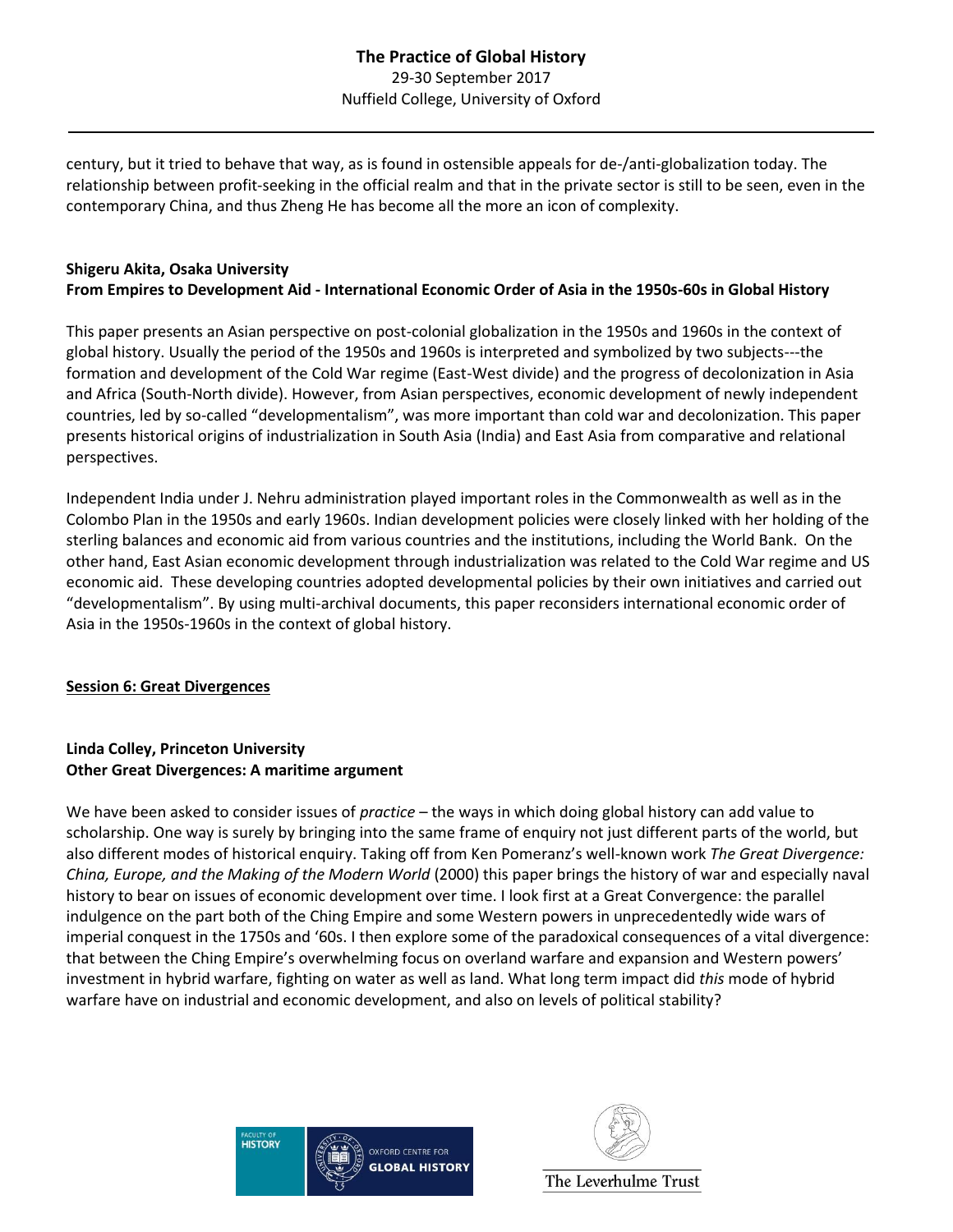century, but it tried to behave that way, as is found in ostensible appeals for de-/anti-globalization today. The relationship between profit-seeking in the official realm and that in the private sector is still to be seen, even in the contemporary China, and thus Zheng He has become all the more an icon of complexity.

**Shigeru Akita, Osaka University**
**From Empires to Development Aid - International Economic Order of Asia in the 1950s-60s in Global History**

This paper presents an Asian perspective on post-colonial globalization in the 1950s and 1960s in the context of global history. Usually the period of the 1950s and 1960s is interpreted and symbolized by two subjects---the formation and development of the Cold War regime (East-West divide) and the progress of decolonization in Asia and Africa (South-North divide). However, from Asian perspectives, economic development of newly independent countries, led by so-called "developmentalism", was more important than cold war and decolonization. This paper presents historical origins of industrialization in South Asia (India) and East Asia from comparative and relational perspectives.

Independent India under J. Nehru administration played important roles in the Commonwealth as well as in the Colombo Plan in the 1950s and early 1960s. Indian development policies were closely linked with her holding of the sterling balances and economic aid from various countries and the institutions, including the World Bank. On the other hand, East Asian economic development through industrialization was related to the Cold War regime and US economic aid. These developing countries adopted developmental policies by their own initiatives and carried out "developmentalism". By using multi-archival documents, this paper reconsiders international economic order of Asia in the 1950s-1960s in the context of global history.

## Session 6: Great Divergences

**Linda Colley, Princeton University**
**Other Great Divergences: A maritime argument**

We have been asked to consider issues of *practice* – the ways in which doing global history can add value to scholarship. One way is surely by bringing into the same frame of enquiry not just different parts of the world, but also different modes of historical enquiry. Taking off from Ken Pomeranz's well-known work *The Great Divergence: China, Europe, and the Making of the Modern World* (2000) this paper brings the history of war and especially naval history to bear on issues of economic development over time. I look first at a Great Convergence: the parallel indulgence on the part both of the Ching Empire and some Western powers in unprecedentedly wide wars of imperial conquest in the 1750s and '60s. I then explore some of the paradoxical consequences of a vital divergence: that between the Ching Empire's overwhelming focus on overland warfare and expansion and Western powers' investment in hybrid warfare, fighting on water as well as land. What long term impact did *this* mode of hybrid warfare have on industrial and economic development, and also on levels of political stability?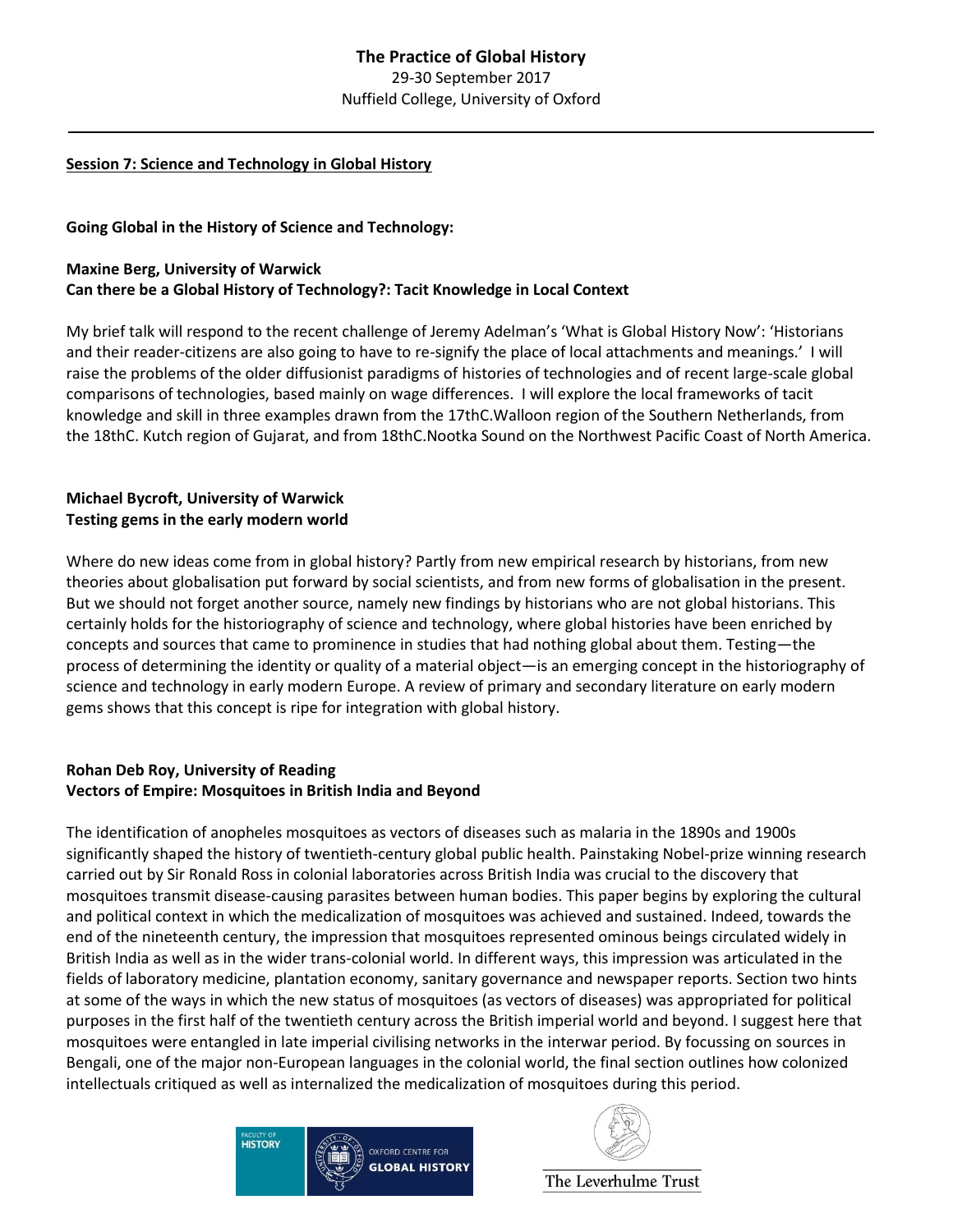## Session 7: Science and Technology in Global History

### Going Global in the History of Science and Technology:

**Maxine Berg, University of Warwick**
**Can there be a Global History of Technology?: Tacit Knowledge in Local Context**

My brief talk will respond to the recent challenge of Jeremy Adelman's 'What is Global History Now': 'Historians and their reader-citizens are also going to have to re-signify the place of local attachments and meanings.' I will raise the problems of the older diffusionist paradigms of histories of technologies and of recent large-scale global comparisons of technologies, based mainly on wage differences. I will explore the local frameworks of tacit knowledge and skill in three examples drawn from the 17thC.Walloon region of the Southern Netherlands, from the 18thC. Kutch region of Gujarat, and from 18thC.Nootka Sound on the Northwest Pacific Coast of North America.

**Michael Bycroft, University of Warwick**
**Testing gems in the early modern world**

Where do new ideas come from in global history? Partly from new empirical research by historians, from new theories about globalisation put forward by social scientists, and from new forms of globalisation in the present. But we should not forget another source, namely new findings by historians who are not global historians. This certainly holds for the historiography of science and technology, where global histories have been enriched by concepts and sources that came to prominence in studies that had nothing global about them. Testing—the process of determining the identity or quality of a material object—is an emerging concept in the historiography of science and technology in early modern Europe. A review of primary and secondary literature on early modern gems shows that this concept is ripe for integration with global history.

**Rohan Deb Roy, University of Reading**
**Vectors of Empire: Mosquitoes in British India and Beyond**

The identification of anopheles mosquitoes as vectors of diseases such as malaria in the 1890s and 1900s significantly shaped the history of twentieth-century global public health. Painstaking Nobel-prize winning research carried out by Sir Ronald Ross in colonial laboratories across British India was crucial to the discovery that mosquitoes transmit disease-causing parasites between human bodies. This paper begins by exploring the cultural and political context in which the medicalization of mosquitoes was achieved and sustained. Indeed, towards the end of the nineteenth century, the impression that mosquitoes represented ominous beings circulated widely in British India as well as in the wider trans-colonial world. In different ways, this impression was articulated in the fields of laboratory medicine, plantation economy, sanitary governance and newspaper reports. Section two hints at some of the ways in which the new status of mosquitoes (as vectors of diseases) was appropriated for political purposes in the first half of the twentieth century across the British imperial world and beyond. I suggest here that mosquitoes were entangled in late imperial civilising networks in the interwar period. By focussing on sources in Bengali, one of the major non-European languages in the colonial world, the final section outlines how colonized intellectuals critiqued as well as internalized the medicalization of mosquitoes during this period.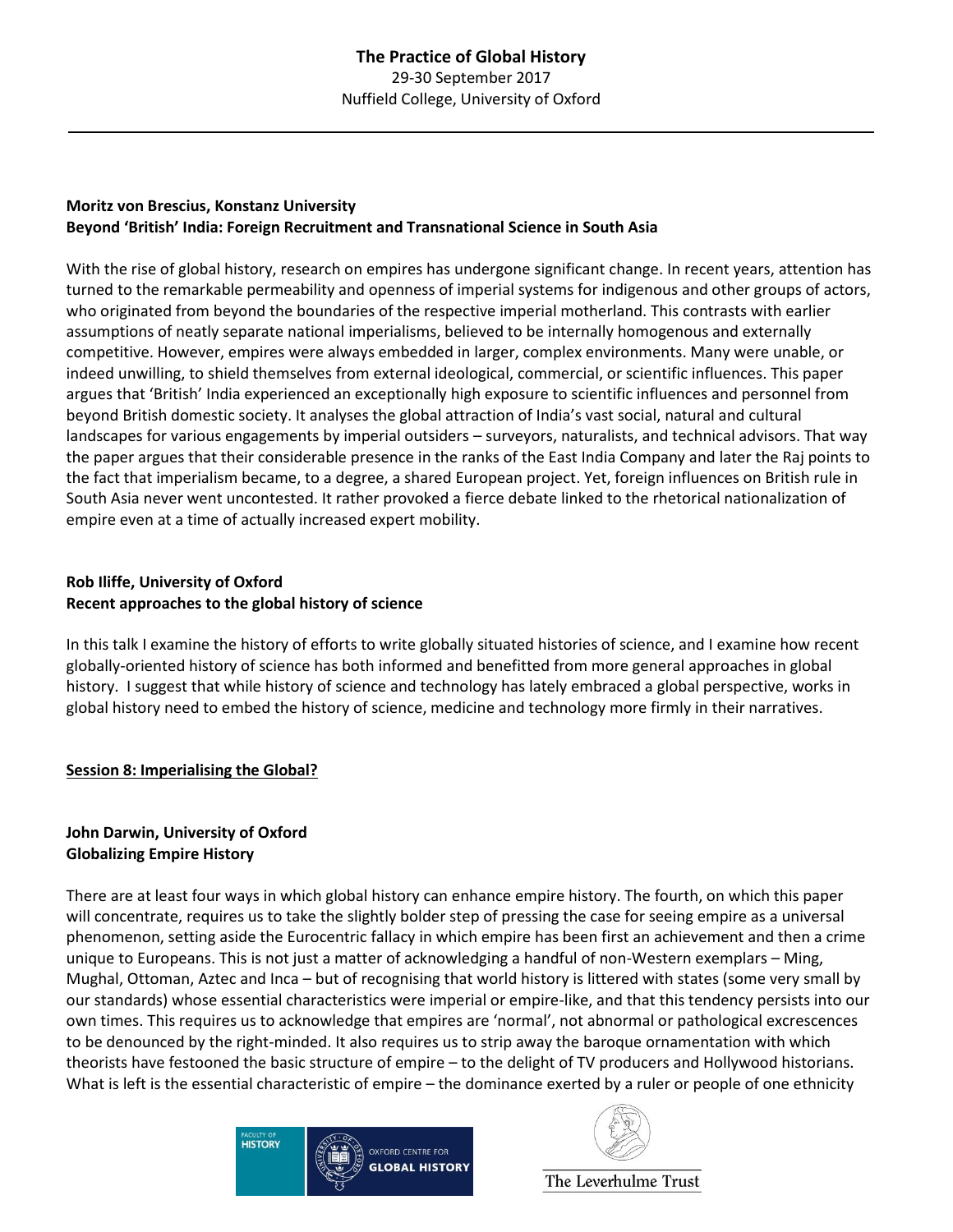**Moritz von Brescius, Konstanz University**
**Beyond 'British' India: Foreign Recruitment and Transnational Science in South Asia**

With the rise of global history, research on empires has undergone significant change. In recent years, attention has turned to the remarkable permeability and openness of imperial systems for indigenous and other groups of actors, who originated from beyond the boundaries of the respective imperial motherland. This contrasts with earlier assumptions of neatly separate national imperialisms, believed to be internally homogenous and externally competitive. However, empires were always embedded in larger, complex environments. Many were unable, or indeed unwilling, to shield themselves from external ideological, commercial, or scientific influences. This paper argues that 'British' India experienced an exceptionally high exposure to scientific influences and personnel from beyond British domestic society. It analyses the global attraction of India's vast social, natural and cultural landscapes for various engagements by imperial outsiders – surveyors, naturalists, and technical advisors. That way the paper argues that their considerable presence in the ranks of the East India Company and later the Raj points to the fact that imperialism became, to a degree, a shared European project. Yet, foreign influences on British rule in South Asia never went uncontested. It rather provoked a fierce debate linked to the rhetorical nationalization of empire even at a time of actually increased expert mobility.

**Rob Iliffe, University of Oxford**
**Recent approaches to the global history of science**

In this talk I examine the history of efforts to write globally situated histories of science, and I examine how recent globally-oriented history of science has both informed and benefitted from more general approaches in global history. I suggest that while history of science and technology has lately embraced a global perspective, works in global history need to embed the history of science, medicine and technology more firmly in their narratives.

## Session 8: Imperialising the Global?

**John Darwin, University of Oxford**
**Globalizing Empire History**

There are at least four ways in which global history can enhance empire history. The fourth, on which this paper will concentrate, requires us to take the slightly bolder step of pressing the case for seeing empire as a universal phenomenon, setting aside the Eurocentric fallacy in which empire has been first an achievement and then a crime unique to Europeans. This is not just a matter of acknowledging a handful of non-Western exemplars – Ming, Mughal, Ottoman, Aztec and Inca – but of recognising that world history is littered with states (some very small by our standards) whose essential characteristics were imperial or empire-like, and that this tendency persists into our own times. This requires us to acknowledge that empires are 'normal', not abnormal or pathological excrescences to be denounced by the right-minded. It also requires us to strip away the baroque ornamentation with which theorists have festooned the basic structure of empire – to the delight of TV producers and Hollywood historians. What is left is the essential characteristic of empire – the dominance exerted by a ruler or people of one ethnicity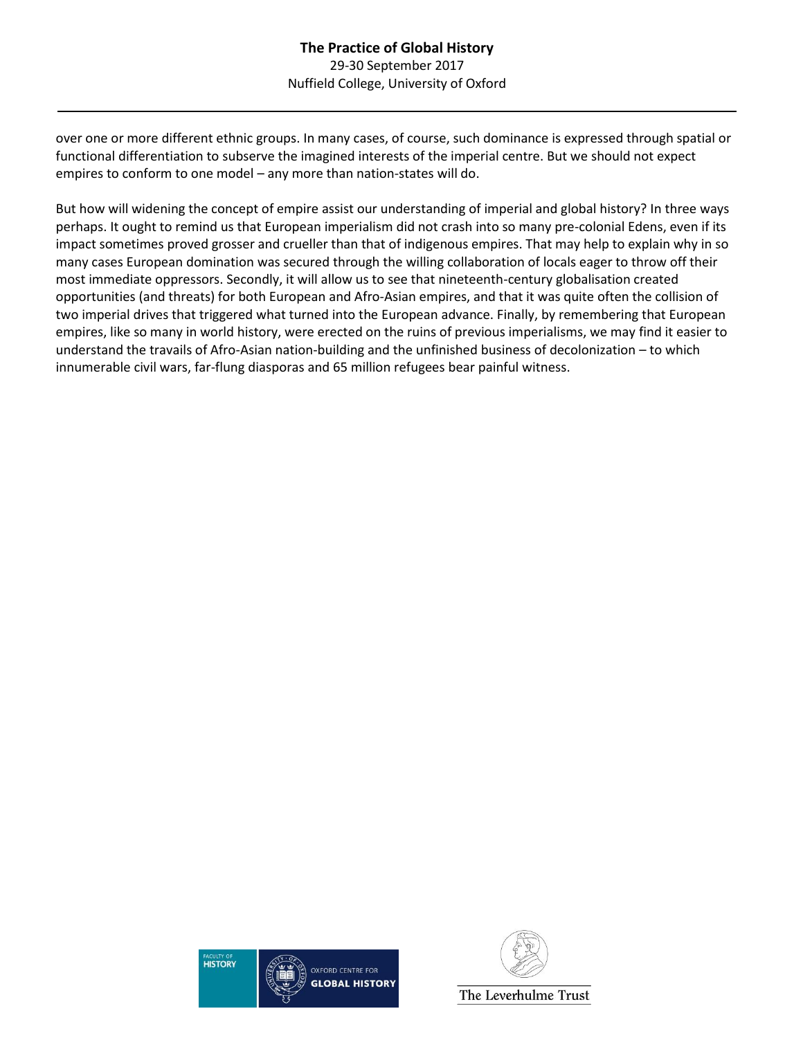over one or more different ethnic groups. In many cases, of course, such dominance is expressed through spatial or functional differentiation to subserve the imagined interests of the imperial centre. But we should not expect empires to conform to one model – any more than nation-states will do.

But how will widening the concept of empire assist our understanding of imperial and global history? In three ways perhaps. It ought to remind us that European imperialism did not crash into so many pre-colonial Edens, even if its impact sometimes proved grosser and crueller than that of indigenous empires. That may help to explain why in so many cases European domination was secured through the willing collaboration of locals eager to throw off their most immediate oppressors. Secondly, it will allow us to see that nineteenth-century globalisation created opportunities (and threats) for both European and Afro-Asian empires, and that it was quite often the collision of two imperial drives that triggered what turned into the European advance. Finally, by remembering that European empires, like so many in world history, were erected on the ruins of previous imperialisms, we may find it easier to understand the travails of Afro-Asian nation-building and the unfinished business of decolonization – to which innumerable civil wars, far-flung diasporas and 65 million refugees bear painful witness.